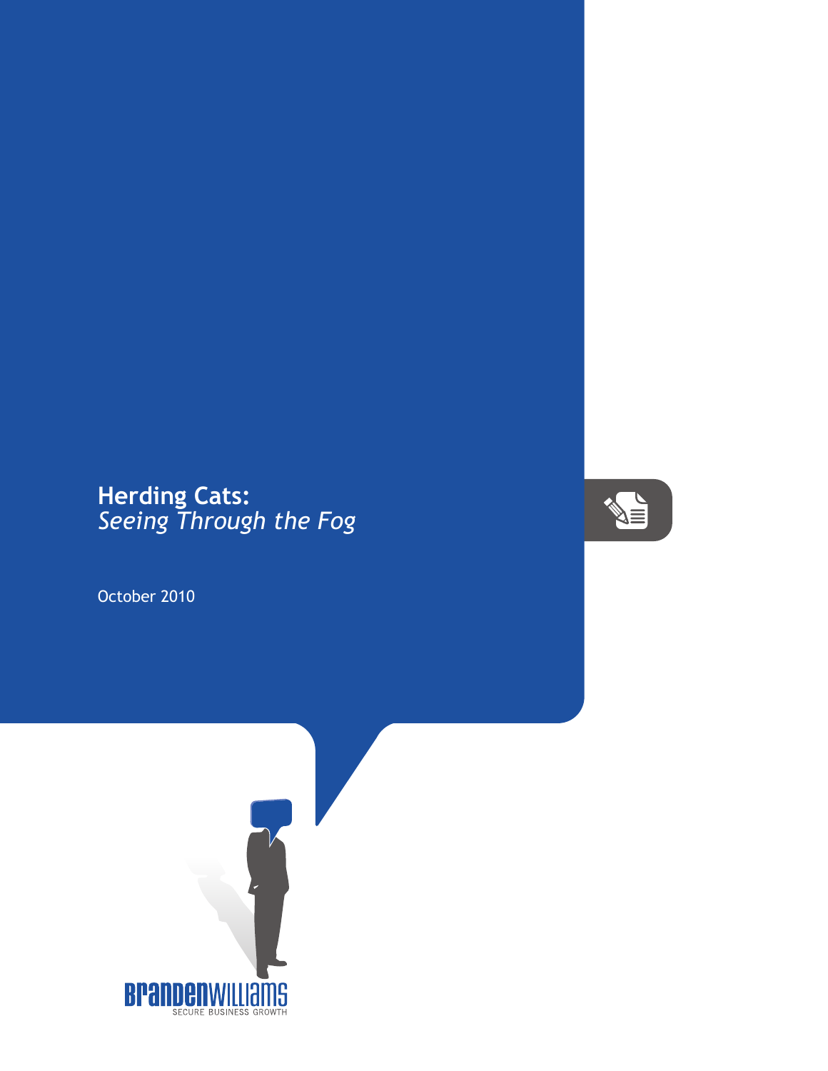# Herding Cats:
## *Seeing Through the Fog*

October 2010

BRANDENWILLIAMS
SECURE BUSINESS GROWTH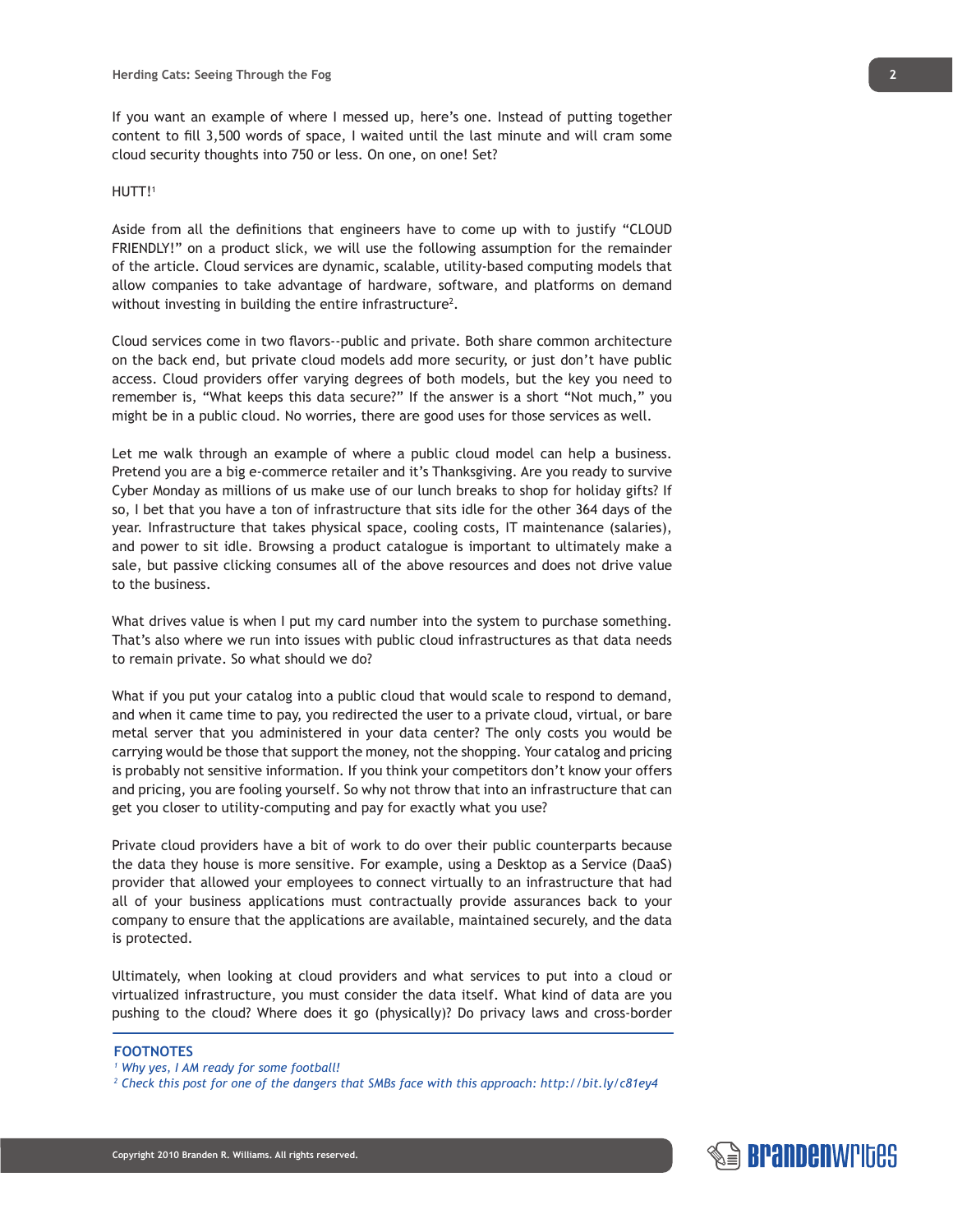If you want an example of where I messed up, here's one. Instead of putting together content to fill 3,500 words of space, I waited until the last minute and will cram some cloud security thoughts into 750 or less. On one, on one! Set?

HUTT![1]

Aside from all the definitions that engineers have to come up with to justify "CLOUD FRIENDLY!" on a product slick, we will use the following assumption for the remainder of the article. Cloud services are dynamic, scalable, utility-based computing models that allow companies to take advantage of hardware, software, and platforms on demand without investing in building the entire infrastructure[2].

Cloud services come in two flavors--public and private. Both share common architecture on the back end, but private cloud models add more security, or just don't have public access. Cloud providers offer varying degrees of both models, but the key you need to remember is, "What keeps this data secure?" If the answer is a short "Not much," you might be in a public cloud. No worries, there are good uses for those services as well.

Let me walk through an example of where a public cloud model can help a business. Pretend you are a big e-commerce retailer and it's Thanksgiving. Are you ready to survive Cyber Monday as millions of us make use of our lunch breaks to shop for holiday gifts? If so, I bet that you have a ton of infrastructure that sits idle for the other 364 days of the year. Infrastructure that takes physical space, cooling costs, IT maintenance (salaries), and power to sit idle. Browsing a product catalogue is important to ultimately make a sale, but passive clicking consumes all of the above resources and does not drive value to the business.

What drives value is when I put my card number into the system to purchase something. That's also where we run into issues with public cloud infrastructures as that data needs to remain private. So what should we do?

What if you put your catalog into a public cloud that would scale to respond to demand, and when it came time to pay, you redirected the user to a private cloud, virtual, or bare metal server that you administered in your data center? The only costs you would be carrying would be those that support the money, not the shopping. Your catalog and pricing is probably not sensitive information. If you think your competitors don't know your offers and pricing, you are fooling yourself. So why not throw that into an infrastructure that can get you closer to utility-computing and pay for exactly what you use?

Private cloud providers have a bit of work to do over their public counterparts because the data they house is more sensitive. For example, using a Desktop as a Service (DaaS) provider that allowed your employees to connect virtually to an infrastructure that had all of your business applications must contractually provide assurances back to your company to ensure that the applications are available, maintained securely, and the data is protected.

Ultimately, when looking at cloud providers and what services to put into a cloud or virtualized infrastructure, you must consider the data itself. What kind of data are you pushing to the cloud? Where does it go (physically)? Do privacy laws and cross-border

---

**FOOTNOTES**

[1] *Why yes, I AM ready for some football!*

[2] *Check this post for one of the dangers that SMBs face with this approach: http://bit.ly/c81ey4*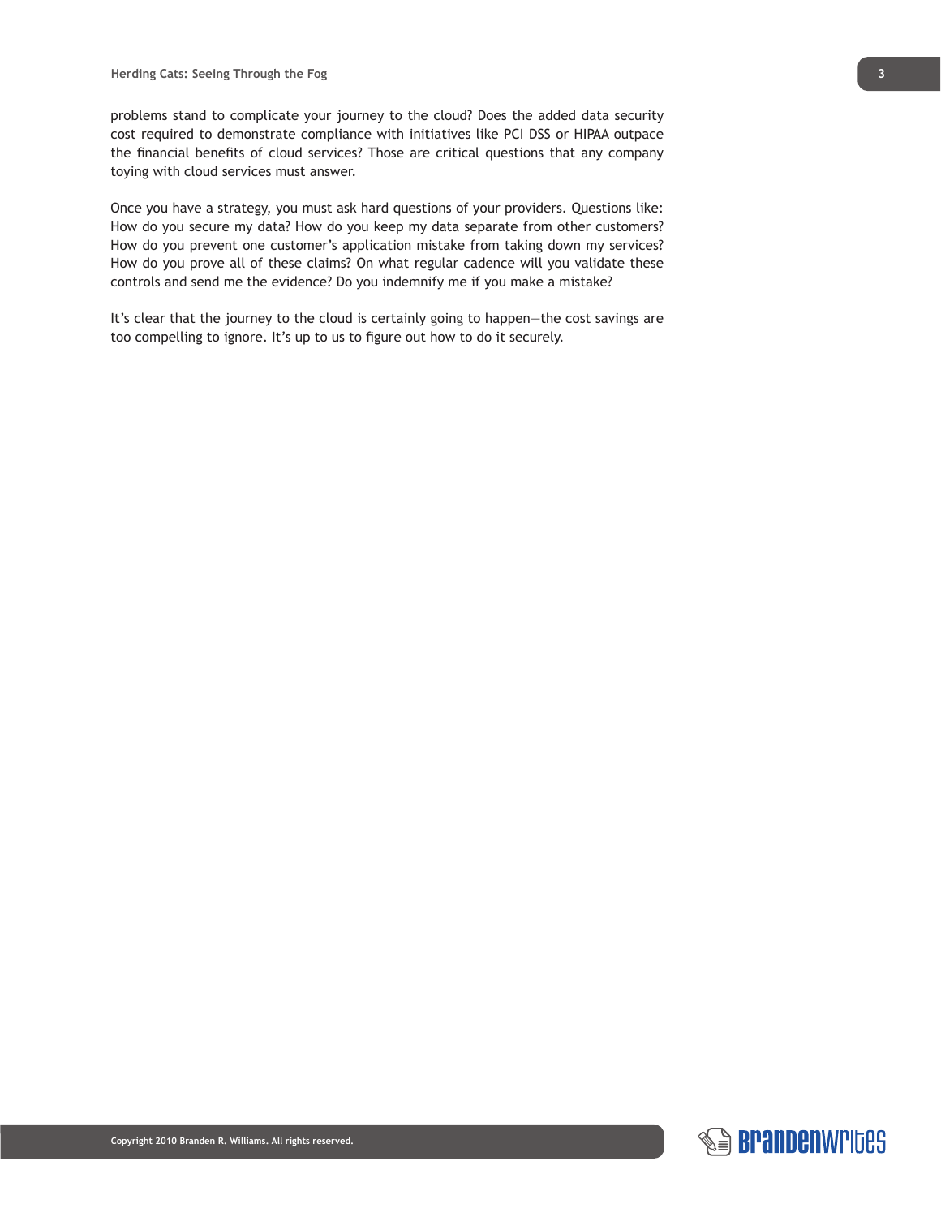problems stand to complicate your journey to the cloud? Does the added data security cost required to demonstrate compliance with initiatives like PCI DSS or HIPAA outpace the financial benefits of cloud services? Those are critical questions that any company toying with cloud services must answer.

Once you have a strategy, you must ask hard questions of your providers. Questions like: How do you secure my data? How do you keep my data separate from other customers? How do you prevent one customer's application mistake from taking down my services? How do you prove all of these claims? On what regular cadence will you validate these controls and send me the evidence? Do you indemnify me if you make a mistake?

It's clear that the journey to the cloud is certainly going to happen—the cost savings are too compelling to ignore. It's up to us to figure out how to do it securely.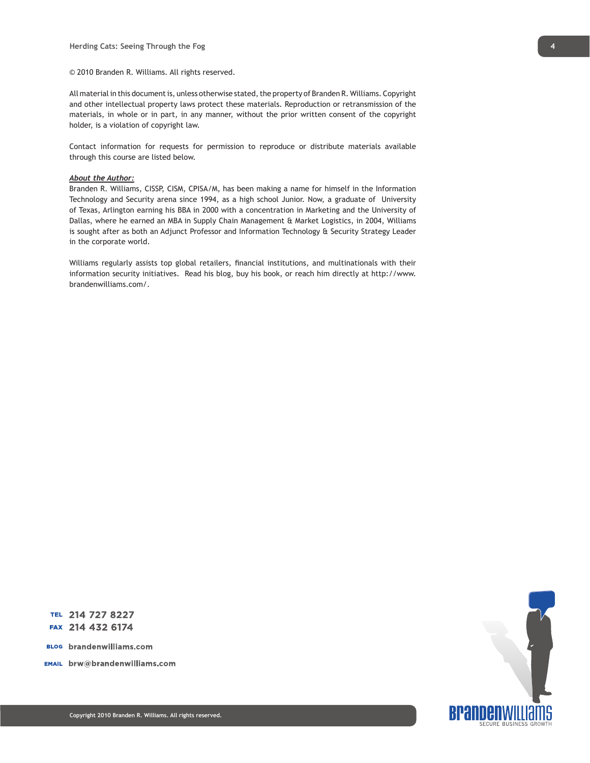© 2010 Branden R. Williams. All rights reserved.

All material in this document is, unless otherwise stated, the property of Branden R. Williams. Copyright and other intellectual property laws protect these materials. Reproduction or retransmission of the materials, in whole or in part, in any manner, without the prior written consent of the copyright holder, is a violation of copyright law.

Contact information for requests for permission to reproduce or distribute materials available through this course are listed below.

***About the Author:***

Branden R. Williams, CISSP, CISM, CPISA/M, has been making a name for himself in the Information Technology and Security arena since 1994, as a high school Junior. Now, a graduate of University of Texas, Arlington earning his BBA in 2000 with a concentration in Marketing and the University of Dallas, where he earned an MBA in Supply Chain Management & Market Logistics, in 2004, Williams is sought after as both an Adjunct Professor and Information Technology & Security Strategy Leader in the corporate world.

Williams regularly assists top global retailers, financial institutions, and multinationals with their information security initiatives. Read his blog, buy his book, or reach him directly at http://www.brandenwilliams.com/.

**TEL** 214 727 8227

**FAX** 214 432 6174

**BLOG** brandenwilliams.com

**EMAIL** brw@brandenwilliams.com

Copyright 2010 Branden R. Williams. All rights reserved.

BrandenWilliams
SECURE BUSINESS GROWTH